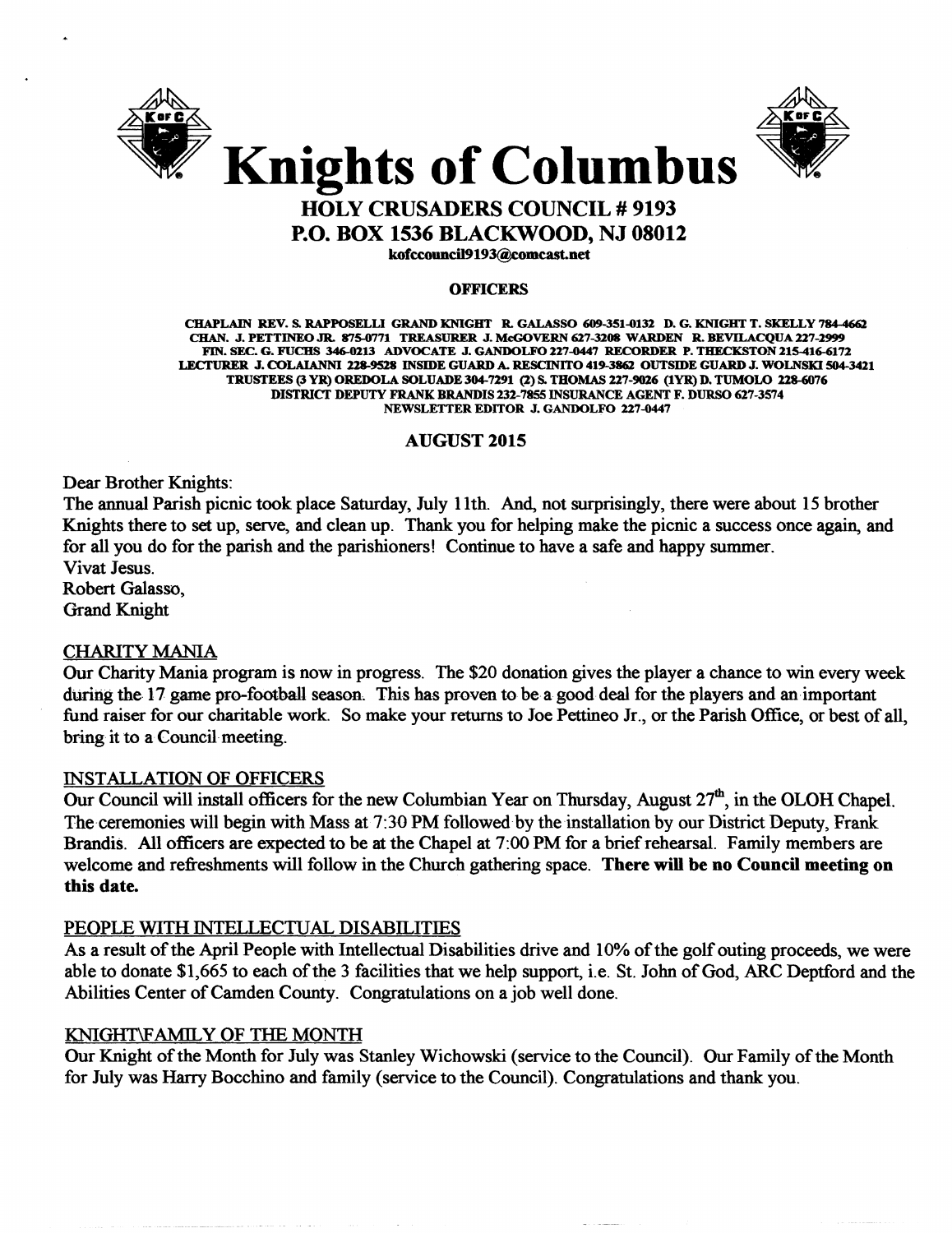# Knights of Columbus

## HOLY CRUSADERS COUNCIL # 9193
## P.O. BOX 1536 BLACKWOOD, NJ 08012

kofccouncil9193@comcast.net

### OFFICERS

CHAPLAIN REV. S. RAPPOSELLI GRAND KNIGHT R. GALASSO 609-351-0132 D. G. KNIGHT T. SKELLY 784-4662
CHAN. J. PETTINEO JR. 875-0771 TREASURER J. McGOVERN 627-3208 WARDEN R. BEVILACQUA 227-2999
FIN. SEC. G. FUCHS 346-0213 ADVOCATE J. GANDOLFO 227-0447 RECORDER P. THECKSTON 215-416-6172
LECTURER J. COLAIANNI 228-9528 INSIDE GUARD A. RESCINITO 419-3862 OUTSIDE GUARD J. WOLNSKI 504-3421
TRUSTEES (3 YR) OREDOLA SOLUADE 304-7291 (2) S. THOMAS 227-9026 (1YR) D. TUMOLO 228-6076
DISTRICT DEPUTY FRANK BRANDIS 232-7855 INSURANCE AGENT F. DURSO 627-3574
NEWSLETTER EDITOR J. GANDOLFO 227-0447

### AUGUST 2015

Dear Brother Knights:
The annual Parish picnic took place Saturday, July 11th. And, not surprisingly, there were about 15 brother Knights there to set up, serve, and clean up. Thank you for helping make the picnic a success once again, and for all you do for the parish and the parishioners! Continue to have a safe and happy summer.
Vivat Jesus.
Robert Galasso,
Grand Knight

CHARITY MANIA
Our Charity Mania program is now in progress. The $20 donation gives the player a chance to win every week during the 17 game pro-football season. This has proven to be a good deal for the players and an important fund raiser for our charitable work. So make your returns to Joe Pettineo Jr., or the Parish Office, or best of all, bring it to a Council meeting.

INSTALLATION OF OFFICERS
Our Council will install officers for the new Columbian Year on Thursday, August 27th, in the OLOH Chapel. The ceremonies will begin with Mass at 7:30 PM followed by the installation by our District Deputy, Frank Brandis. All officers are expected to be at the Chapel at 7:00 PM for a brief rehearsal. Family members are welcome and refreshments will follow in the Church gathering space. **There will be no Council meeting on this date.**

PEOPLE WITH INTELLECTUAL DISABILITIES
As a result of the April People with Intellectual Disabilities drive and 10% of the golf outing proceeds, we were able to donate $1,665 to each of the 3 facilities that we help support, i.e. St. John of God, ARC Deptford and the Abilities Center of Camden County. Congratulations on a job well done.

KNIGHT\FAMILY OF THE MONTH
Our Knight of the Month for July was Stanley Wichowski (service to the Council). Our Family of the Month for July was Harry Bocchino and family (service to the Council). Congratulations and thank you.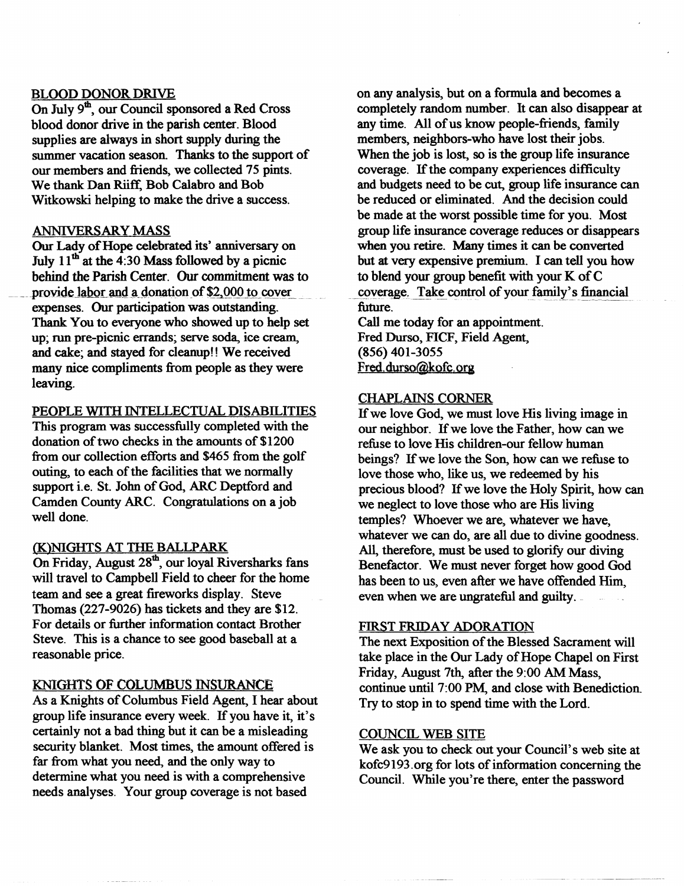## BLOOD DONOR DRIVE

On July 9th, our Council sponsored a Red Cross blood donor drive in the parish center. Blood supplies are always in short supply during the summer vacation season. Thanks to the support of our members and friends, we collected 75 pints. We thank Dan Riiff, Bob Calabro and Bob Witkowski helping to make the drive a success.

## ANNIVERSARY MASS

Our Lady of Hope celebrated its' anniversary on July 11th at the 4:30 Mass followed by a picnic behind the Parish Center. Our commitment was to provide labor and a donation of $2,000 to cover expenses. Our participation was outstanding. Thank You to everyone who showed up to help set up; run pre-picnic errands; serve soda, ice cream, and cake; and stayed for cleanup!! We received many nice compliments from people as they were leaving.

## PEOPLE WITH INTELLECTUAL DISABILITIES

This program was successfully completed with the donation of two checks in the amounts of $1200 from our collection efforts and $465 from the golf outing, to each of the facilities that we normally support i.e. St. John of God, ARC Deptford and Camden County ARC. Congratulations on a job well done.

## (K)NIGHTS AT THE BALLPARK

On Friday, August 28th, our loyal Riversharks fans will travel to Campbell Field to cheer for the home team and see a great fireworks display. Steve Thomas (227-9026) has tickets and they are $12. For details or further information contact Brother Steve. This is a chance to see good baseball at a reasonable price.

## KNIGHTS OF COLUMBUS INSURANCE

As a Knights of Columbus Field Agent, I hear about group life insurance every week. If you have it, it's certainly not a bad thing but it can be a misleading security blanket. Most times, the amount offered is far from what you need, and the only way to determine what you need is with a comprehensive needs analyses. Your group coverage is not based on any analysis, but on a formula and becomes a completely random number. It can also disappear at any time. All of us know people-friends, family members, neighbors-who have lost their jobs. When the job is lost, so is the group life insurance coverage. If the company experiences difficulty and budgets need to be cut, group life insurance can be reduced or eliminated. And the decision could be made at the worst possible time for you. Most group life insurance coverage reduces or disappears when you retire. Many times it can be converted but at very expensive premium. I can tell you how to blend your group benefit with your K of C coverage. Take control of your family's financial future.

Call me today for an appointment.
Fred Durso, FICF, Field Agent,
(856) 401-3055
Fred.durso@kofc.org

## CHAPLAINS CORNER

If we love God, we must love His living image in our neighbor. If we love the Father, how can we refuse to love His children-our fellow human beings? If we love the Son, how can we refuse to love those who, like us, we redeemed by his precious blood? If we love the Holy Spirit, how can we neglect to love those who are His living temples? Whoever we are, whatever we have, whatever we can do, are all due to divine goodness. All, therefore, must be used to glorify our diving Benefactor. We must never forget how good God has been to us, even after we have offended Him, even when we are ungrateful and guilty.

## FIRST FRIDAY ADORATION

The next Exposition of the Blessed Sacrament will take place in the Our Lady of Hope Chapel on First Friday, August 7th, after the 9:00 AM Mass, continue until 7:00 PM, and close with Benediction. Try to stop in to spend time with the Lord.

## COUNCIL WEB SITE

We ask you to check out your Council's web site at kofc9193.org for lots of information concerning the Council. While you're there, enter the password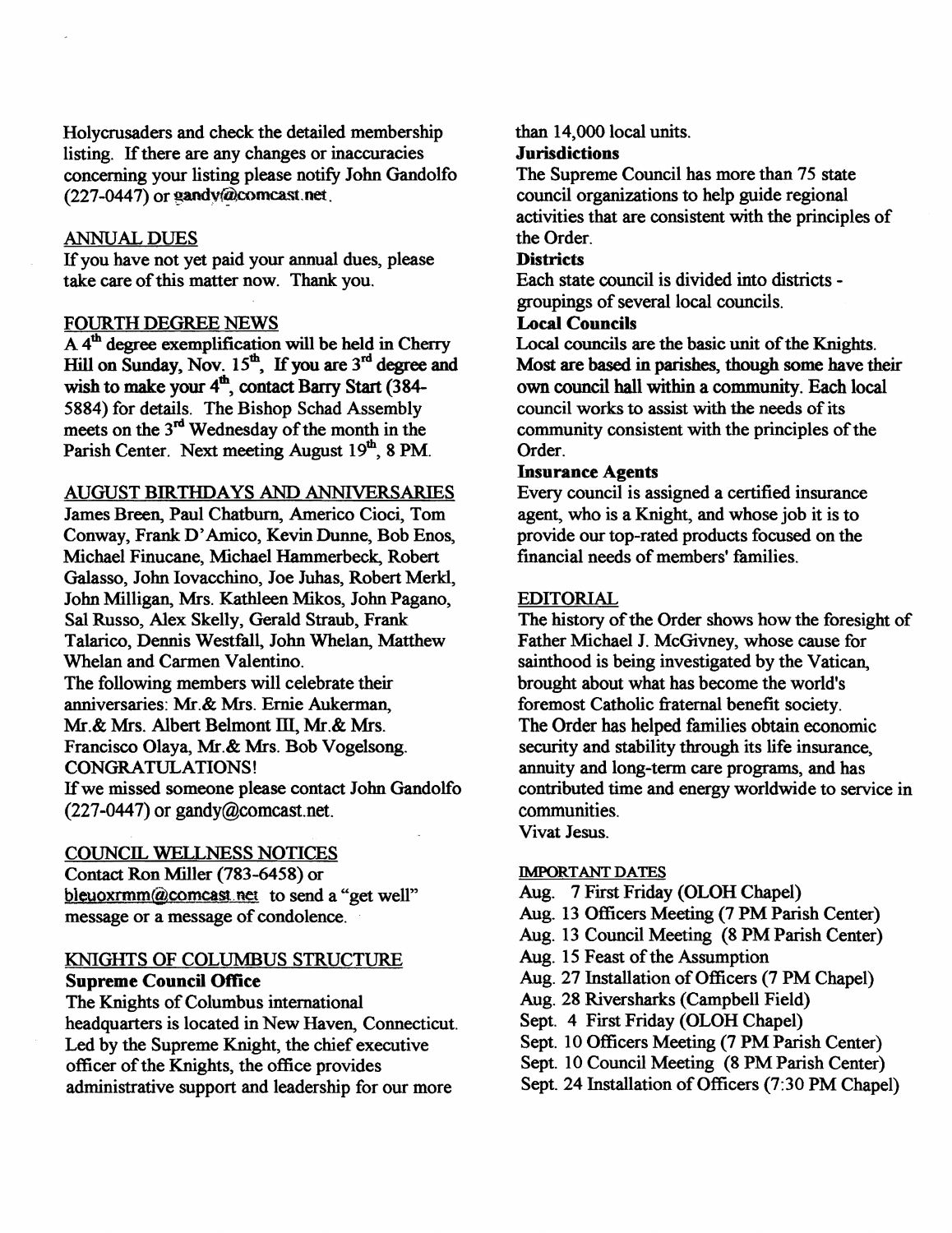Holycrusaders and check the detailed membership listing. If there are any changes or inaccuracies concerning your listing please notify John Gandolfo (227-0447) or gandy@comcast.net.

## ANNUAL DUES

If you have not yet paid your annual dues, please take care of this matter now. Thank you.

## FOURTH DEGREE NEWS

A 4th degree exemplification will be held in Cherry Hill on Sunday, Nov. 15th, If you are 3rd degree and wish to make your 4th, contact Barry Start (384-5884) for details. The Bishop Schad Assembly meets on the 3rd Wednesday of the month in the Parish Center. Next meeting August 19th, 8 PM.

## AUGUST BIRTHDAYS AND ANNIVERSARIES

James Breen, Paul Chatburn, Americo Cioci, Tom Conway, Frank D'Amico, Kevin Dunne, Bob Enos, Michael Finucane, Michael Hammerbeck, Robert Galasso, John Iovacchino, Joe Juhas, Robert Merkl, John Milligan, Mrs. Kathleen Mikos, John Pagano, Sal Russo, Alex Skelly, Gerald Straub, Frank Talarico, Dennis Westfall, John Whelan, Matthew Whelan and Carmen Valentino.

The following members will celebrate their anniversaries: Mr.& Mrs. Ernie Aukerman, Mr.& Mrs. Albert Belmont III, Mr.& Mrs. Francisco Olaya, Mr.& Mrs. Bob Vogelsong. CONGRATULATIONS!

If we missed someone please contact John Gandolfo (227-0447) or gandy@comcast.net.

## COUNCIL WELLNESS NOTICES

Contact Ron Miller (783-6458) or bleuoxrmm@comcast.net to send a "get well" message or a message of condolence.

## KNIGHTS OF COLUMBUS STRUCTURE

**Supreme Council Office**

The Knights of Columbus international headquarters is located in New Haven, Connecticut. Led by the Supreme Knight, the chief executive officer of the Knights, the office provides administrative support and leadership for our more than 14,000 local units.

**Jurisdictions**

The Supreme Council has more than 75 state council organizations to help guide regional activities that are consistent with the principles of the Order.

**Districts**

Each state council is divided into districts - groupings of several local councils.

**Local Councils**

Local councils are the basic unit of the Knights. Most are based in parishes, though some have their own council hall within a community. Each local council works to assist with the needs of its community consistent with the principles of the Order.

**Insurance Agents**

Every council is assigned a certified insurance agent, who is a Knight, and whose job it is to provide our top-rated products focused on the financial needs of members' families.

## EDITORIAL

The history of the Order shows how the foresight of Father Michael J. McGivney, whose cause for sainthood is being investigated by the Vatican, brought about what has become the world's foremost Catholic fraternal benefit society.

The Order has helped families obtain economic security and stability through its life insurance, annuity and long-term care programs, and has contributed time and energy worldwide to service in communities.

Vivat Jesus.

## IMPORTANT DATES

- Aug. 7 First Friday (OLOH Chapel)
- Aug. 13 Officers Meeting (7 PM Parish Center)
- Aug. 13 Council Meeting (8 PM Parish Center)
- Aug. 15 Feast of the Assumption
- Aug. 27 Installation of Officers (7 PM Chapel)
- Aug. 28 Riversharks (Campbell Field)
- Sept. 4 First Friday (OLOH Chapel)
- Sept. 10 Officers Meeting (7 PM Parish Center)
- Sept. 10 Council Meeting (8 PM Parish Center)
- Sept. 24 Installation of Officers (7:30 PM Chapel)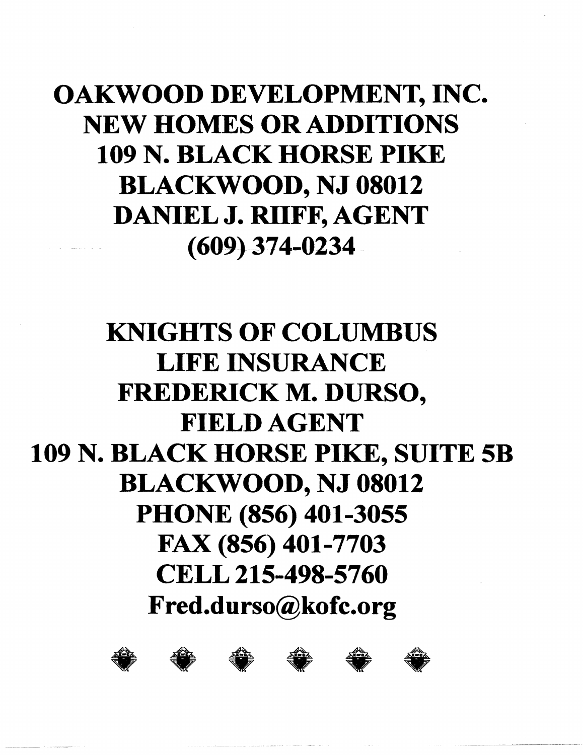**OAKWOOD DEVELOPMENT, INC.**
**NEW HOMES OR ADDITIONS**
**109 N. BLACK HORSE PIKE**
**BLACKWOOD, NJ 08012**
**DANIEL J. RIIFF, AGENT**
**(609) 374-0234**

**KNIGHTS OF COLUMBUS**
**LIFE INSURANCE**
**FREDERICK M. DURSO,**
**FIELD AGENT**
**109 N. BLACK HORSE PIKE, SUITE 5B**
**BLACKWOOD, NJ 08012**
**PHONE (856) 401-3055**
**FAX (856) 401-7703**
**CELL 215-498-5760**
**Fred.durso@kofc.org**